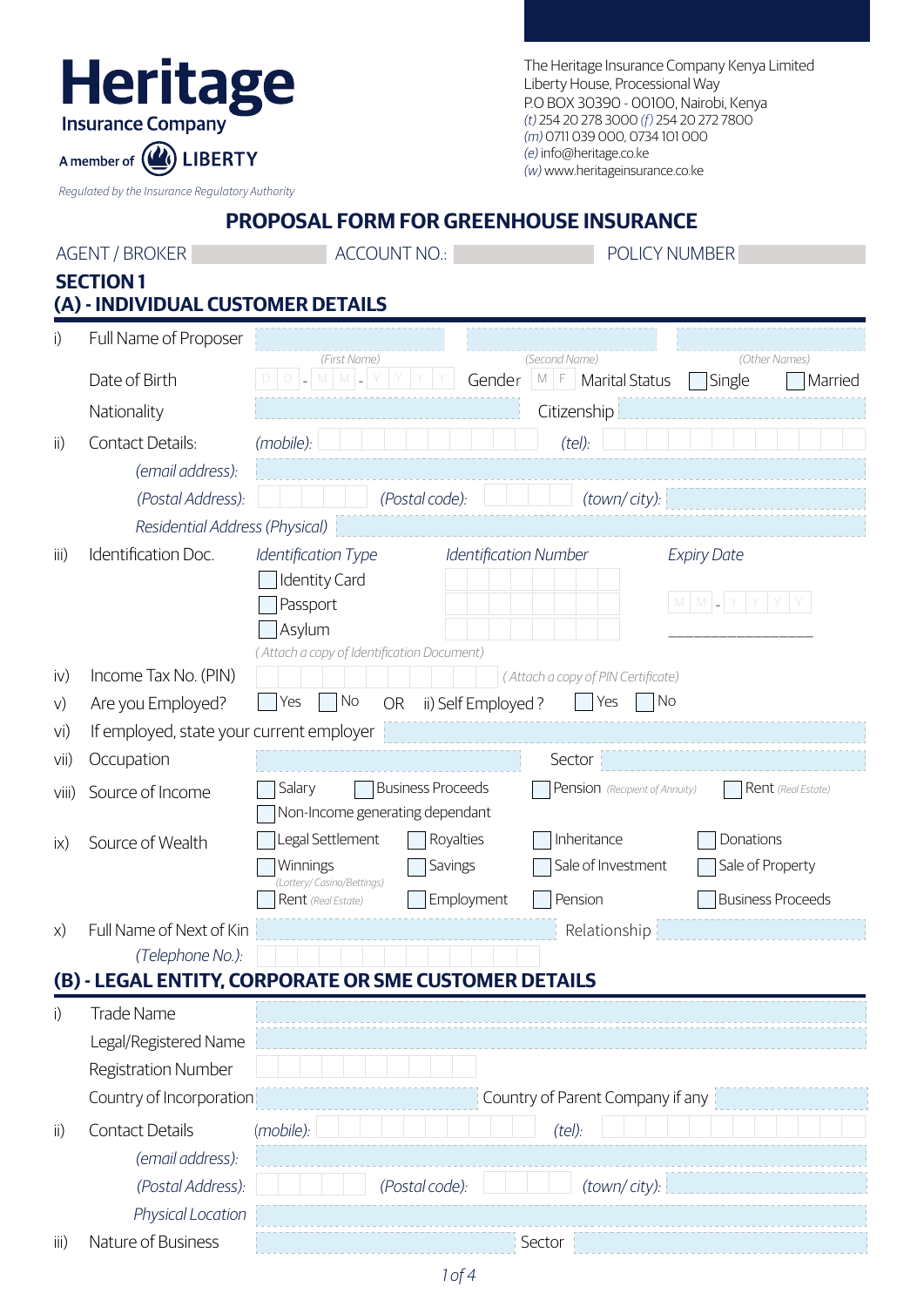# Heritage
Insurance Company

A member of LIBERTY

*Regulated by the Insurance Regulatory Authority*

The Heritage Insurance Company Kenya Limited
Liberty House, Processional Way
P.O BOX 30390 - 00100, Nairobi, Kenya
*(t)* 254 20 278 3000 *(f)* 254 20 272 7800
*(m)* 0711 039 000, 0734 101 000
*(e)* info@heritage.co.ke
*(w)* www.heritageinsurance.co.ke

## PROPOSAL FORM FOR GREENHOUSE INSURANCE

AGENT / BROKER ______ ACCOUNT NO.: ______ POLICY NUMBER ______

## SECTION 1

### (A) - INDIVIDUAL CUSTOMER DETAILS

i) Full Name of Proposer ______ *(First Name)* ______ *(Second Name)* ______ *(Other Names)*

Date of Birth D D - M M - Y Y Y Y Gender M F Marital Status ☐ Single ☐ Married

Nationality ______ Citizenship ______

ii) Contact Details: *(mobile):* ______ *(tel):* ______

*(email address):* ______

*(Postal Address):* ______ *(Postal code):* ______ *(town/ city):* ______

*Residential Address (Physical)* ______

iii) Identification Doc.

| *Identification Type* | *Identification Number* | *Expiry Date* |
|---|---|---|
| ☐ Identity Card | | M M - Y Y Y Y |
| ☐ Passport | | |
| ☐ Asylum | | ________________ |

*( Attach a copy of Identification Document)*

iv) Income Tax No. (PIN) ______ *( Attach a copy of PIN Certificate)*

v) Are you Employed? ☐ Yes ☐ No OR ii) Self Employed ? ☐ Yes ☐ No

vi) If employed, state your current employer ______

vii) Occupation ______ Sector ______

viii) Source of Income ☐ Salary ☐ Business Proceeds ☐ Pension *(Recipient of Annuity)* ☐ Rent *(Real Estate)* ☐ Non-Income generating dependant

ix) Source of Wealth ☐ Legal Settlement ☐ Royalties ☐ Inheritance ☐ Donations ☐ Winnings *(Lottery/ Casino/Bettings)* ☐ Savings ☐ Sale of Investment ☐ Sale of Property ☐ Rent *(Real Estate)* ☐ Employment ☐ Pension ☐ Business Proceeds

x) Full Name of Next of Kin ______ Relationship ______

*(Telephone No.):* ______

### (B) - LEGAL ENTITY, CORPORATE OR SME CUSTOMER DETAILS

i) Trade Name ______

Legal/Registered Name ______

Registration Number ______

Country of Incorporation ______ Country of Parent Company if any ______

ii) Contact Details *(mobile):* ______ *(tel):* ______

*(email address):* ______

*(Postal Address):* ______ *(Postal code):* ______ *(town/ city):* ______

*Physical Location* ______

iii) Nature of Business ______ Sector ______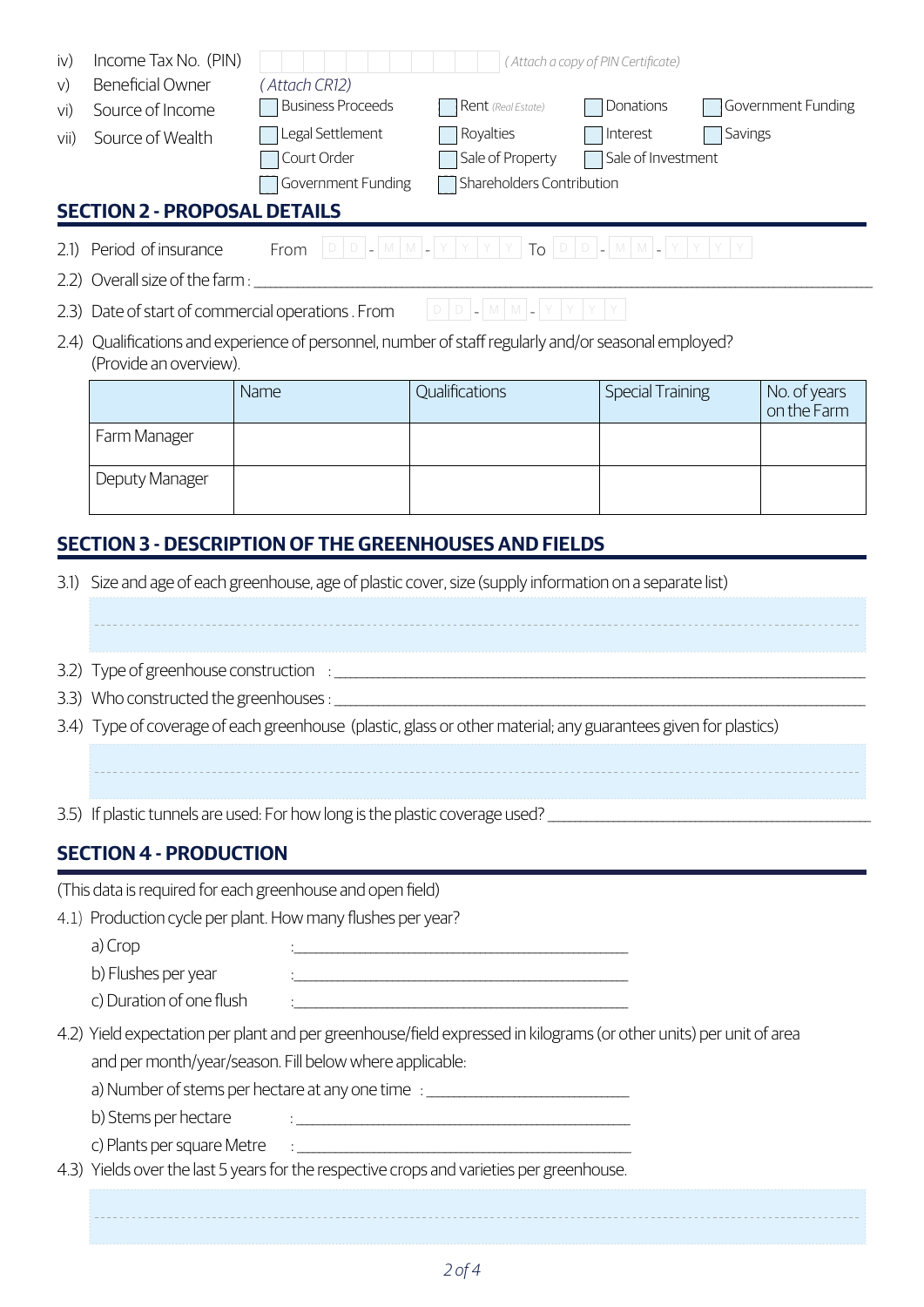iv) Income Tax No. (PIN) *(Attach a copy of PIN Certificate)*

v) Beneficial Owner *(Attach CR12)*

vi) Source of Income
- [ ] Business Proceeds
- [ ] Rent *(Real Estate)*
- [ ] Donations
- [ ] Government Funding

vii) Source of Wealth
- [ ] Legal Settlement
- [ ] Royalties
- [ ] Interest
- [ ] Savings
- [ ] Court Order
- [ ] Sale of Property
- [ ] Sale of Investment
- [ ] Government Funding
- [ ] Shareholders Contribution

## SECTION 2 - PROPOSAL DETAILS

2.1) Period of insurance From DD-MM-YYYY To DD-MM-YYYY

2.2) Overall size of the farm : ______________________________

2.3) Date of start of commercial operations . From DD-MM-YYYY

2.4) Qualifications and experience of personnel, number of staff regularly and/or seasonal employed? (Provide an overview).

| | Name | Qualifications | Special Training | No. of years on the Farm |
|---|---|---|---|---|
| Farm Manager | | | | |
| Deputy Manager | | | | |

## SECTION 3 - DESCRIPTION OF THE GREENHOUSES AND FIELDS

3.1) Size and age of each greenhouse, age of plastic cover, size (supply information on a separate list)

______________________________

3.2) Type of greenhouse construction : ______________________________

3.3) Who constructed the greenhouses : ______________________________

3.4) Type of coverage of each greenhouse (plastic, glass or other material; any guarantees given for plastics)

______________________________

3.5) If plastic tunnels are used: For how long is the plastic coverage used? ______________________________

## SECTION 4 - PRODUCTION

(This data is required for each greenhouse and open field)

4.1) Production cycle per plant. How many flushes per year?

a) Crop : ______________________________

b) Flushes per year : ______________________________

c) Duration of one flush : ______________________________

4.2) Yield expectation per plant and per greenhouse/field expressed in kilograms (or other units) per unit of area and per month/year/season. Fill below where applicable:

a) Number of stems per hectare at any one time : ______________________________

b) Stems per hectare : ______________________________

c) Plants per square Metre : ______________________________

4.3) Yields over the last 5 years for the respective crops and varieties per greenhouse.

______________________________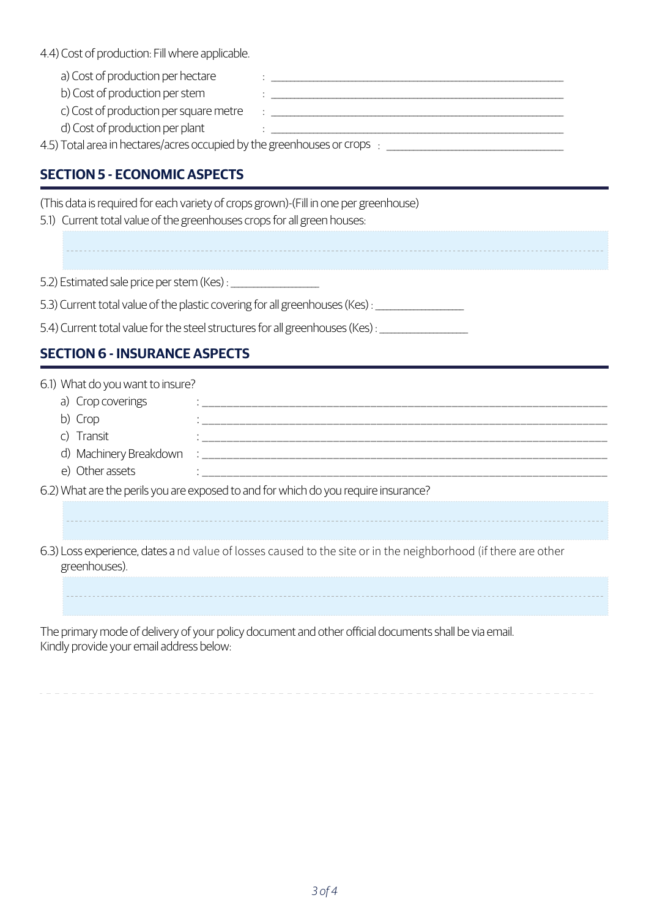4.4) Cost of production: Fill where applicable.

a) Cost of production per hectare : ______________________________

b) Cost of production per stem : ______________________________

c) Cost of production per square metre : ______________________________

d) Cost of production per plant : ______________________________

4.5) Total area in hectares/acres occupied by the greenhouses or crops : ______________________________

## SECTION 5 - ECONOMIC ASPECTS

(This data is required for each variety of crops grown)-(Fill in one per greenhouse)

5.1) Current total value of the greenhouses crops for all green houses:

______________________________

5.2) Estimated sale price per stem (Kes) : ________________

5.3) Current total value of the plastic covering for all greenhouses (Kes) : ________________

5.4) Current total value for the steel structures for all greenhouses (Kes) : ________________

## SECTION 6 - INSURANCE ASPECTS

6.1) What do you want to insure?

a) Crop coverings : ______________________________

b) Crop : ______________________________

c) Transit : ______________________________

d) Machinery Breakdown : ______________________________

e) Other assets : ______________________________

6.2) What are the perils you are exposed to and for which do you require insurance?

______________________________

6.3) Loss experience, dates and value of losses caused to the site or in the neighborhood (if there are other greenhouses).

______________________________

The primary mode of delivery of your policy document and other official documents shall be via email.
Kindly provide your email address below:

______________________________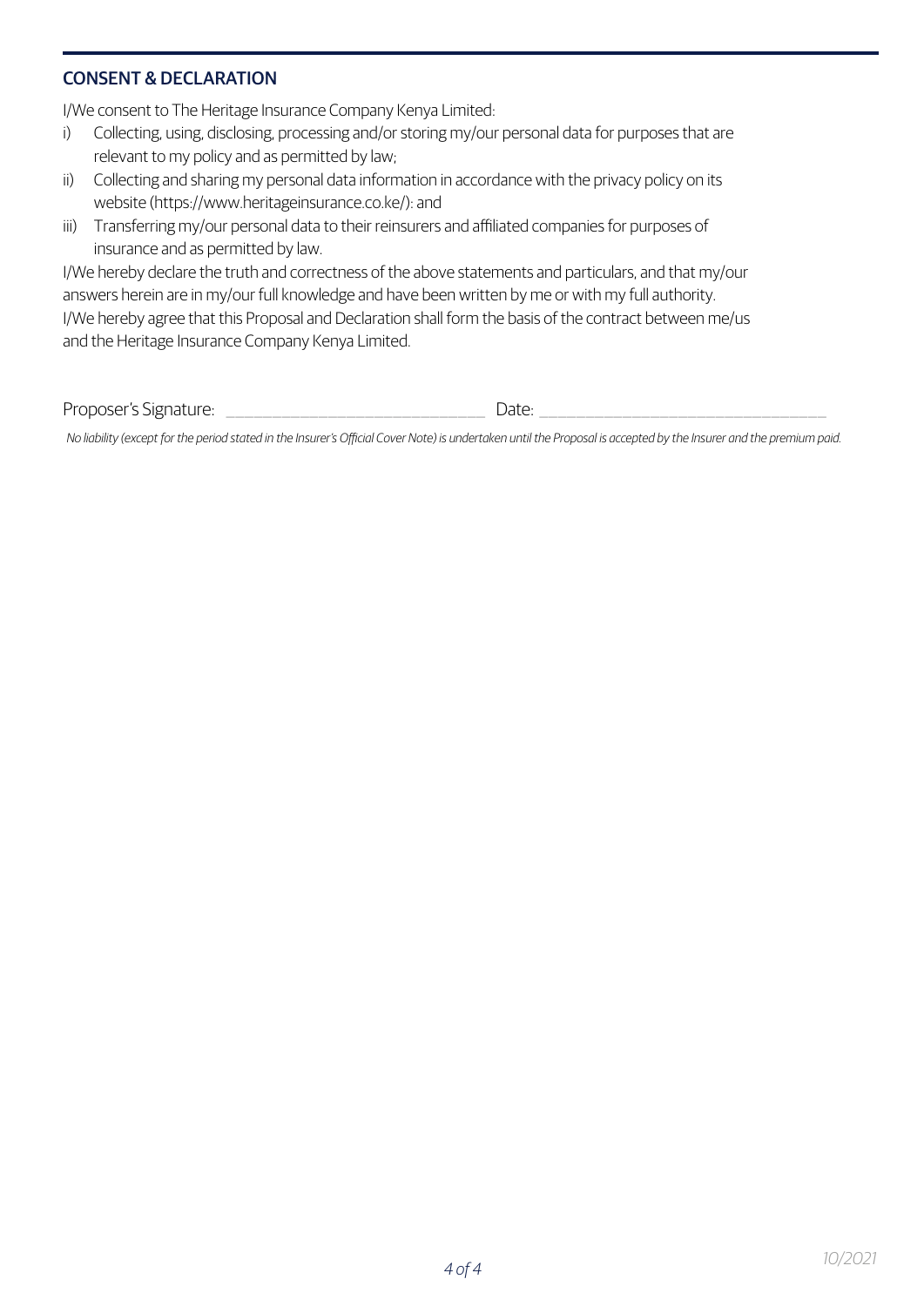## CONSENT & DECLARATION

I/We consent to The Heritage Insurance Company Kenya Limited:

i) Collecting, using, disclosing, processing and/or storing my/our personal data for purposes that are relevant to my policy and as permitted by law;

ii) Collecting and sharing my personal data information in accordance with the privacy policy on its website (https://www.heritageinsurance.co.ke/): and

iii) Transferring my/our personal data to their reinsurers and affiliated companies for purposes of insurance and as permitted by law.

I/We hereby declare the truth and correctness of the above statements and particulars, and that my/our answers herein are in my/our full knowledge and have been written by me or with my full authority.
I/We hereby agree that this Proposal and Declaration shall form the basis of the contract between me/us and the Heritage Insurance Company Kenya Limited.

Proposer's Signature: ____________________________ Date: ______________________________

*No liability (except for the period stated in the Insurer's Official Cover Note) is undertaken until the Proposal is accepted by the Insurer and the premium paid.*

*10/2021*